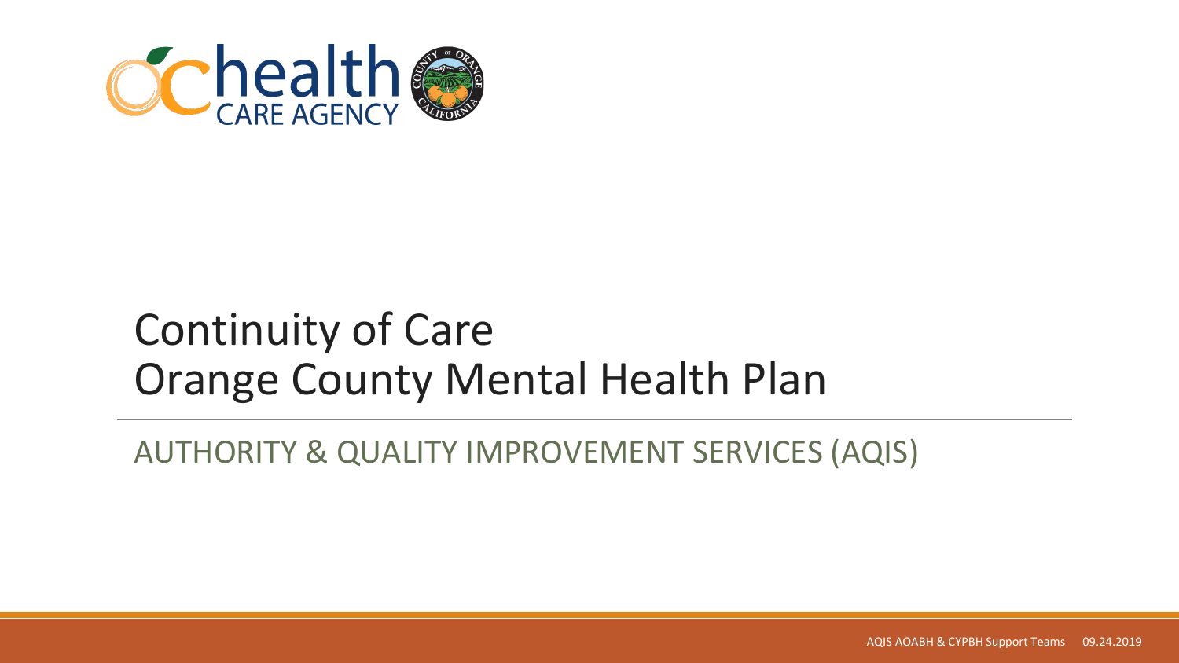# Continuity of Care
# Orange County Mental Health Plan

## AUTHORITY & QUALITY IMPROVEMENT SERVICES (AQIS)

AQIS AOABH & CYPBH Support Teams 09.24.2019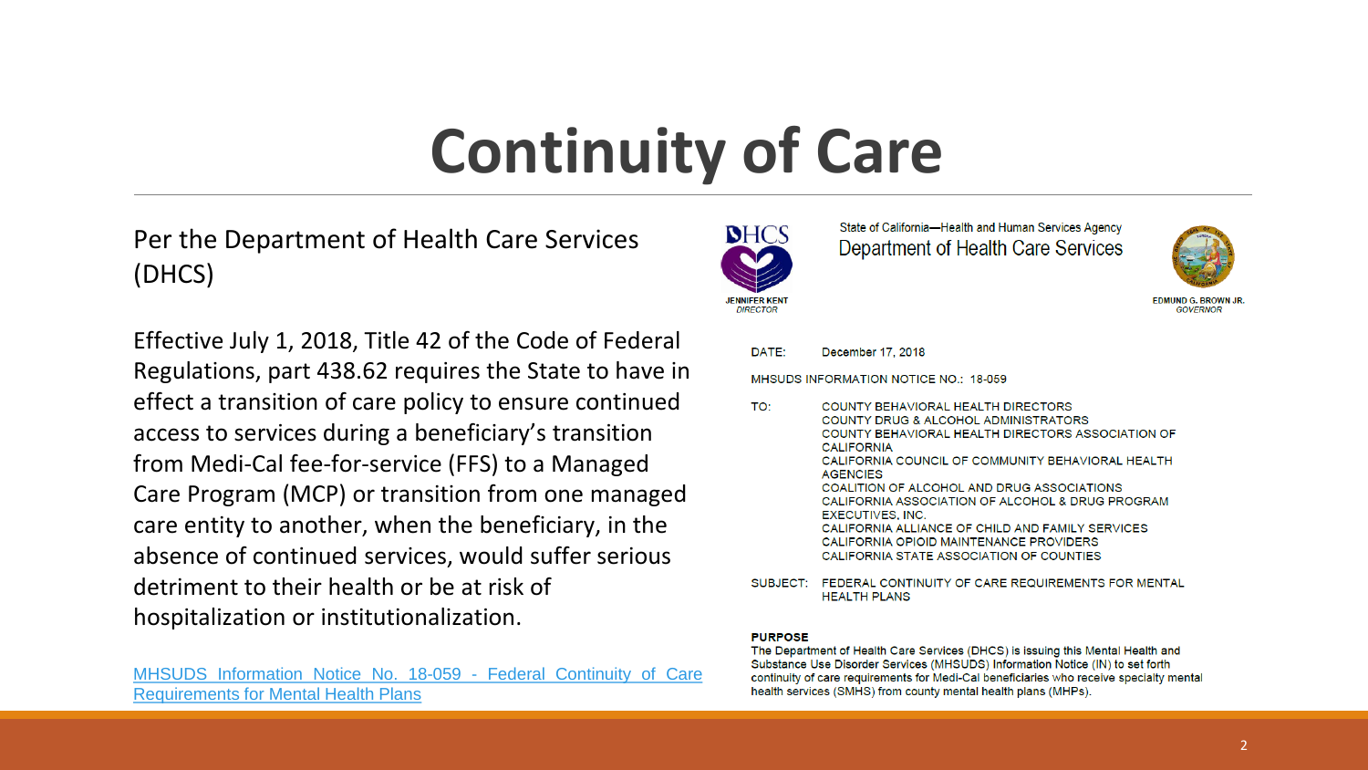# Continuity of Care

Per the Department of Health Care Services (DHCS)

Effective July 1, 2018, Title 42 of the Code of Federal Regulations, part 438.62 requires the State to have in effect a transition of care policy to ensure continued access to services during a beneficiary's transition from Medi-Cal fee-for-service (FFS) to a Managed Care Program (MCP) or transition from one managed care entity to another, when the beneficiary, in the absence of continued services, would suffer serious detriment to their health or be at risk of hospitalization or institutionalization.

[MHSUDS Information Notice No. 18-059 - Federal Continuity of Care Requirements for Mental Health Plans]

DHCS

JENNIFER KENT
*DIRECTOR*

State of California—Health and Human Services Agency
Department of Health Care Services

EDMUND G. BROWN JR.
*GOVERNOR*

DATE: December 17, 2018

MHSUDS INFORMATION NOTICE NO.: 18-059

TO: COUNTY BEHAVIORAL HEALTH DIRECTORS
COUNTY DRUG & ALCOHOL ADMINISTRATORS
COUNTY BEHAVIORAL HEALTH DIRECTORS ASSOCIATION OF CALIFORNIA
CALIFORNIA COUNCIL OF COMMUNITY BEHAVIORAL HEALTH AGENCIES
COALITION OF ALCOHOL AND DRUG ASSOCIATIONS
CALIFORNIA ASSOCIATION OF ALCOHOL & DRUG PROGRAM EXECUTIVES, INC.
CALIFORNIA ALLIANCE OF CHILD AND FAMILY SERVICES
CALIFORNIA OPIOID MAINTENANCE PROVIDERS
CALIFORNIA STATE ASSOCIATION OF COUNTIES

SUBJECT: FEDERAL CONTINUITY OF CARE REQUIREMENTS FOR MENTAL HEALTH PLANS

**PURPOSE**

The Department of Health Care Services (DHCS) is issuing this Mental Health and Substance Use Disorder Services (MHSUDS) Information Notice (IN) to set forth continuity of care requirements for Medi-Cal beneficiaries who receive specialty mental health services (SMHS) from county mental health plans (MHPs).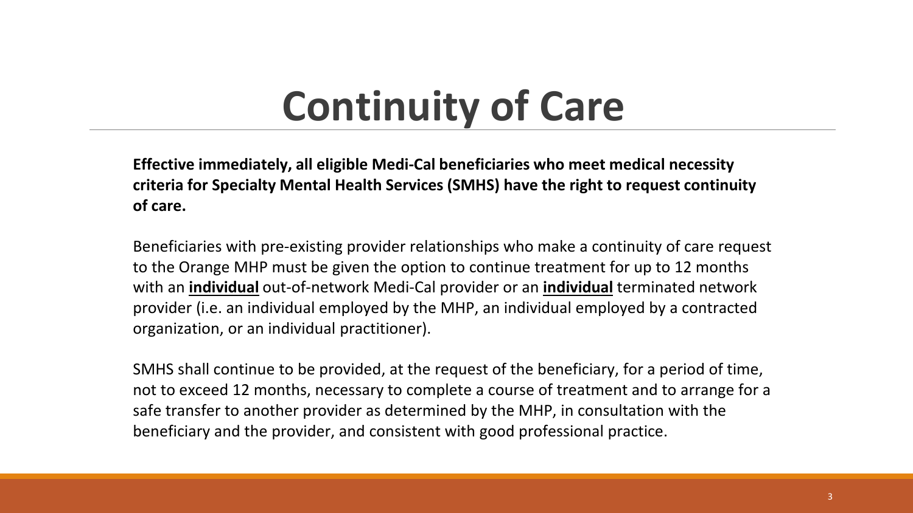# Continuity of Care

**Effective immediately, all eligible Medi-Cal beneficiaries who meet medical necessity criteria for Specialty Mental Health Services (SMHS) have the right to request continuity of care.**

Beneficiaries with pre-existing provider relationships who make a continuity of care request to the Orange MHP must be given the option to continue treatment for up to 12 months with an **<u>individual</u>** out-of-network Medi-Cal provider or an **<u>individual</u>** terminated network provider (i.e. an individual employed by the MHP, an individual employed by a contracted organization, or an individual practitioner).

SMHS shall continue to be provided, at the request of the beneficiary, for a period of time, not to exceed 12 months, necessary to complete a course of treatment and to arrange for a safe transfer to another provider as determined by the MHP, in consultation with the beneficiary and the provider, and consistent with good professional practice.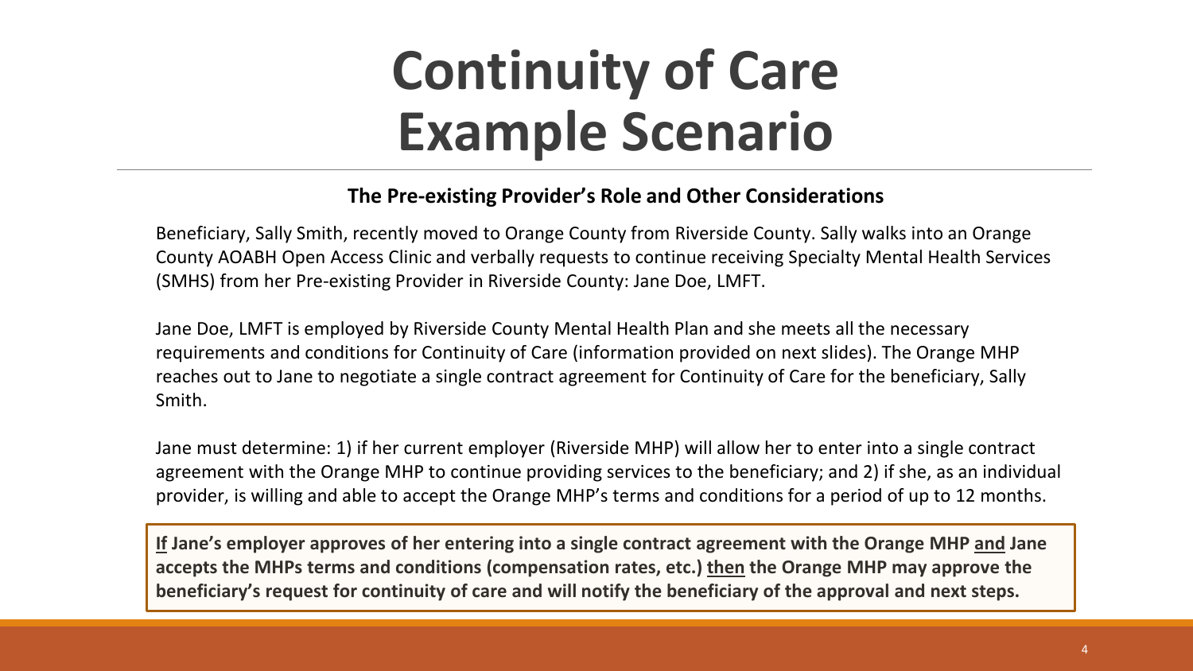# Continuity of Care Example Scenario

**The Pre-existing Provider's Role and Other Considerations**

Beneficiary, Sally Smith, recently moved to Orange County from Riverside County. Sally walks into an Orange County AOABH Open Access Clinic and verbally requests to continue receiving Specialty Mental Health Services (SMHS) from her Pre-existing Provider in Riverside County: Jane Doe, LMFT.

Jane Doe, LMFT is employed by Riverside County Mental Health Plan and she meets all the necessary requirements and conditions for Continuity of Care (information provided on next slides). The Orange MHP reaches out to Jane to negotiate a single contract agreement for Continuity of Care for the beneficiary, Sally Smith.

Jane must determine: 1) if her current employer (Riverside MHP) will allow her to enter into a single contract agreement with the Orange MHP to continue providing services to the beneficiary; and 2) if she, as an individual provider, is willing and able to accept the Orange MHP's terms and conditions for a period of up to 12 months.

**<u>If</u> Jane's employer approves of her entering into a single contract agreement with the Orange MHP <u>and</u> Jane accepts the MHPs terms and conditions (compensation rates, etc.) <u>then</u> the Orange MHP may approve the beneficiary's request for continuity of care and will notify the beneficiary of the approval and next steps.**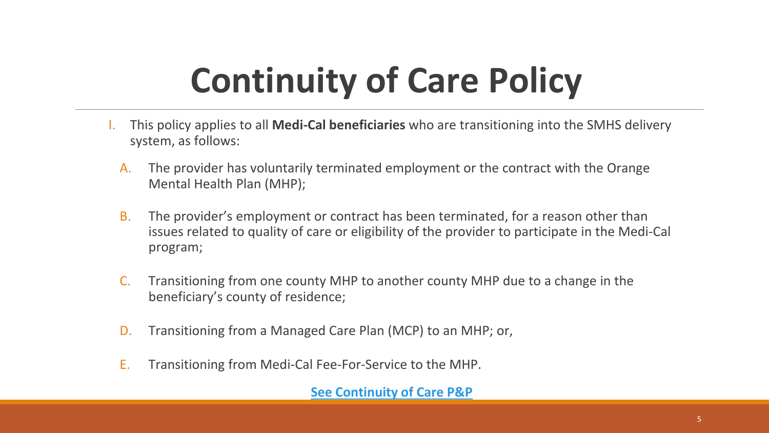# Continuity of Care Policy

I. This policy applies to all **Medi-Cal beneficiaries** who are transitioning into the SMHS delivery system, as follows:

   A. The provider has voluntarily terminated employment or the contract with the Orange Mental Health Plan (MHP);

   B. The provider's employment or contract has been terminated, for a reason other than issues related to quality of care or eligibility of the provider to participate in the Medi-Cal program;

   C. Transitioning from one county MHP to another county MHP due to a change in the beneficiary's county of residence;

   D. Transitioning from a Managed Care Plan (MCP) to an MHP; or,

   E. Transitioning from Medi-Cal Fee-For-Service to the MHP.

**See Continuity of Care P&P**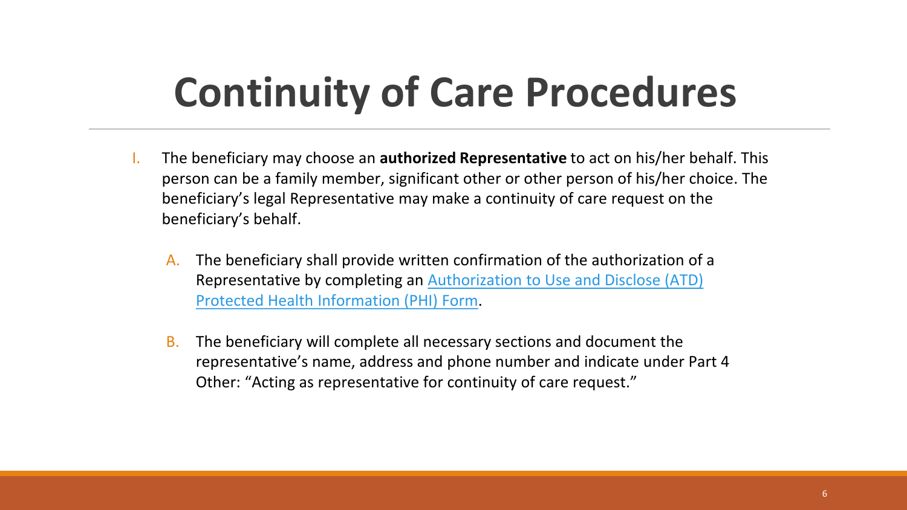# Continuity of Care Procedures

I. The beneficiary may choose an **authorized Representative** to act on his/her behalf. This person can be a family member, significant other or other person of his/her choice. The beneficiary's legal Representative may make a continuity of care request on the beneficiary's behalf.

   A. The beneficiary shall provide written confirmation of the authorization of a Representative by completing an Authorization to Use and Disclose (ATD) Protected Health Information (PHI) Form.

   B. The beneficiary will complete all necessary sections and document the representative's name, address and phone number and indicate under Part 4 Other: "Acting as representative for continuity of care request."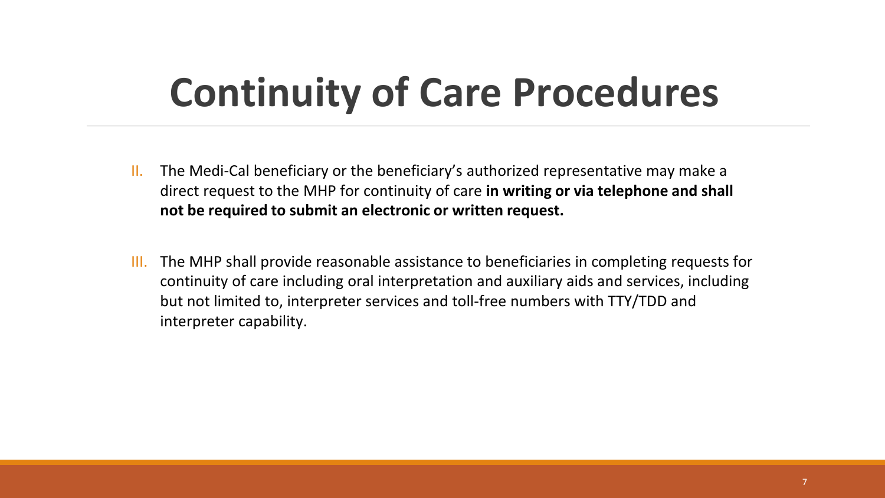# Continuity of Care Procedures

II. The Medi-Cal beneficiary or the beneficiary's authorized representative may make a direct request to the MHP for continuity of care **in writing or via telephone and shall not be required to submit an electronic or written request.**

III. The MHP shall provide reasonable assistance to beneficiaries in completing requests for continuity of care including oral interpretation and auxiliary aids and services, including but not limited to, interpreter services and toll-free numbers with TTY/TDD and interpreter capability.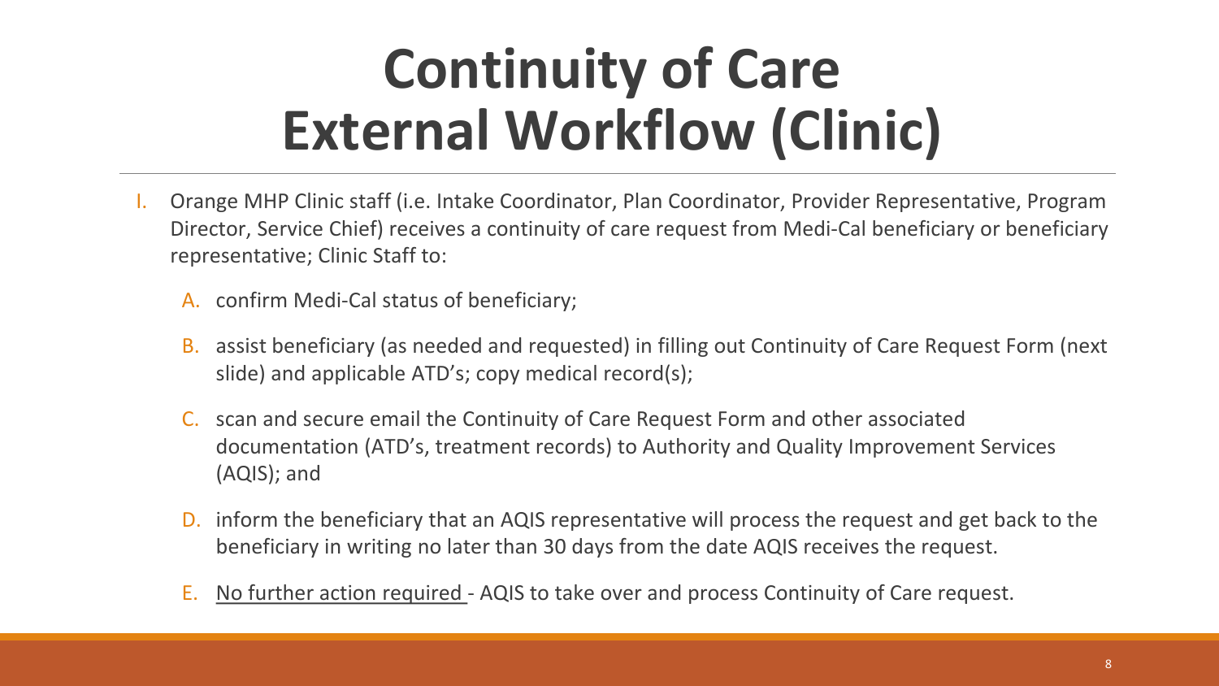# Continuity of Care External Workflow (Clinic)

I. Orange MHP Clinic staff (i.e. Intake Coordinator, Plan Coordinator, Provider Representative, Program Director, Service Chief) receives a continuity of care request from Medi-Cal beneficiary or beneficiary representative; Clinic Staff to:

   A. confirm Medi-Cal status of beneficiary;

   B. assist beneficiary (as needed and requested) in filling out Continuity of Care Request Form (next slide) and applicable ATD's; copy medical record(s);

   C. scan and secure email the Continuity of Care Request Form and other associated documentation (ATD's, treatment records) to Authority and Quality Improvement Services (AQIS); and

   D. inform the beneficiary that an AQIS representative will process the request and get back to the beneficiary in writing no later than 30 days from the date AQIS receives the request.

   E. <u>No further action required</u> - AQIS to take over and process Continuity of Care request.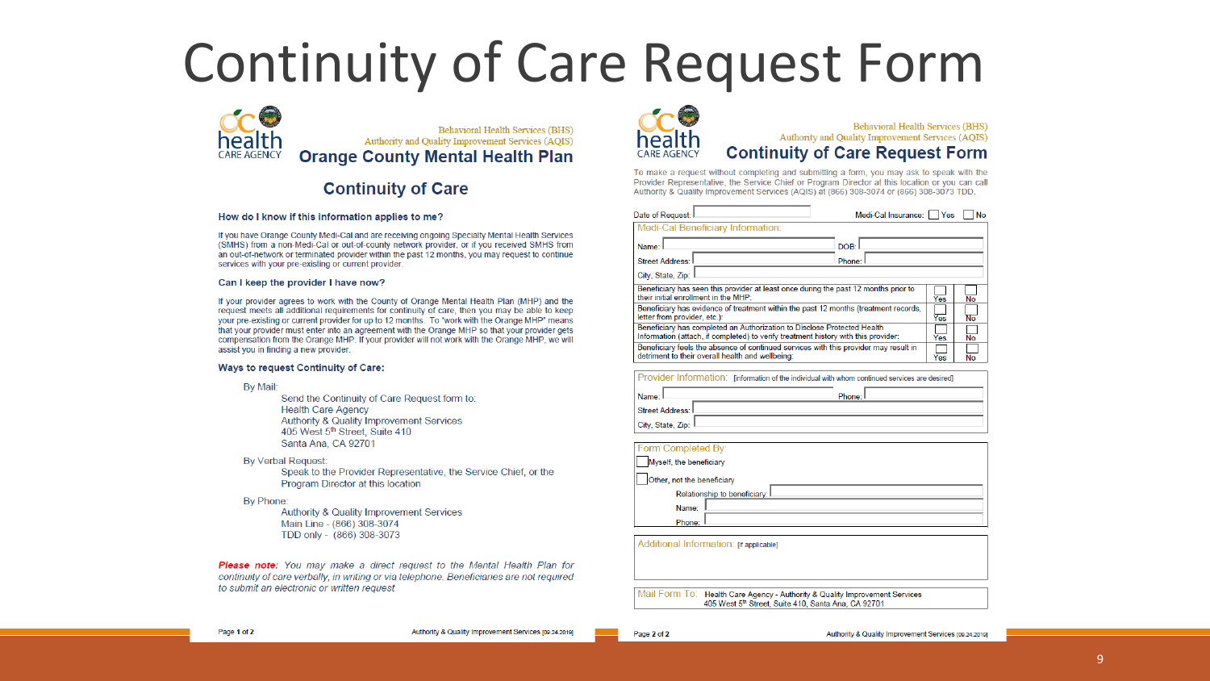# Continuity of Care Request Form

Behavioral Health Services (BHS)
Authority and Quality Improvement Services (AQIS)

## Orange County Mental Health Plan

## Continuity of Care

### How do I know if this information applies to me?

If you have Orange County Medi-Cal and are receiving ongoing Specialty Mental Health Services (SMHS) from a non-Medi-Cal or out-of-county network provider, or if you received SMHS from an out-of-network or terminated provider within the past 12 months, you may request to continue services with your pre-existing or current provider.

### Can I keep the provider I have now?

If your provider agrees to work with the County of Orange Mental Health Plan (MHP) and the request meets all additional requirements for continuity of care, then you may be able to keep your pre-existing or current provider for up to 12 months. To "work with the Orange MHP" means that your provider must enter into an agreement with the Orange MHP so that your provider gets compensation from the Orange MHP. If your provider will not work with the Orange MHP, we will assist you in finding a new provider.

### Ways to request Continuity of Care:

By Mail:
Send the Continuity of Care Request form to:
Health Care Agency
Authority & Quality Improvement Services
405 West 5th Street, Suite 410
Santa Ana, CA 92701

By Verbal Request:
Speak to the Provider Representative, the Service Chief, or the Program Director at this location

By Phone:
Authority & Quality Improvement Services
Main Line - (866) 308-3074
TDD only - (866) 308-3073

***Please note:*** *You may make a direct request to the Mental Health Plan for continuity of care verbally, in writing or via telephone. Beneficiaries are not required to submit an electronic or written request*

Authority & Quality Improvement Services [09.24.2019]

---

Behavioral Health Services (BHS)
Authority and Quality Improvement Services (AQIS)

## Continuity of Care Request Form

To make a request without completing and submitting a form, you may ask to speak with the Provider Representative, the Service Chief or Program Director at this location or you can call Authority & Quality Improvement Services (AQIS) at (866) 308-3074 or (866) 308-3073 TDD.

Date of Request: ______ Medi-Cal Insurance: ☐ Yes ☐ No

**Medi-Cal Beneficiary Information:**

Name: ______ DOB: ______
Street Address: ______ Phone: ______
City, State, Zip: ______

| | Yes | No |
|---|---|---|
| Beneficiary has seen this provider at least once during the past 12 months prior to their initial enrollment in the MHP: | ☐ | ☐ |
| Beneficiary has evidence of treatment within the past 12 months (treatment records, letter from provider, etc.): | ☐ | ☐ |
| Beneficiary has completed an Authorization to Disclose Protected Health Information (attach, if completed) to verify treatment history with this provider: | ☐ | ☐ |
| Beneficiary feels the absence of continued services with this provider may result in detriment to their overall health and wellbeing: | ☐ | ☐ |

**Provider Information:** [information of the individual with whom continued services are desired]

Name: ______ Phone: ______
Street Address: ______
City, State, Zip: ______

**Form Completed By:**

☐ Myself, the beneficiary
☐ Other, not the beneficiary
Relationship to beneficiary: ______
Name: ______
Phone: ______

**Additional Information:** [if applicable]

**Mail Form To:** Health Care Agency - Authority & Quality Improvement Services
405 West 5th Street, Suite 410, Santa Ana, CA 92701

Authority & Quality Improvement Services [09.24.2019]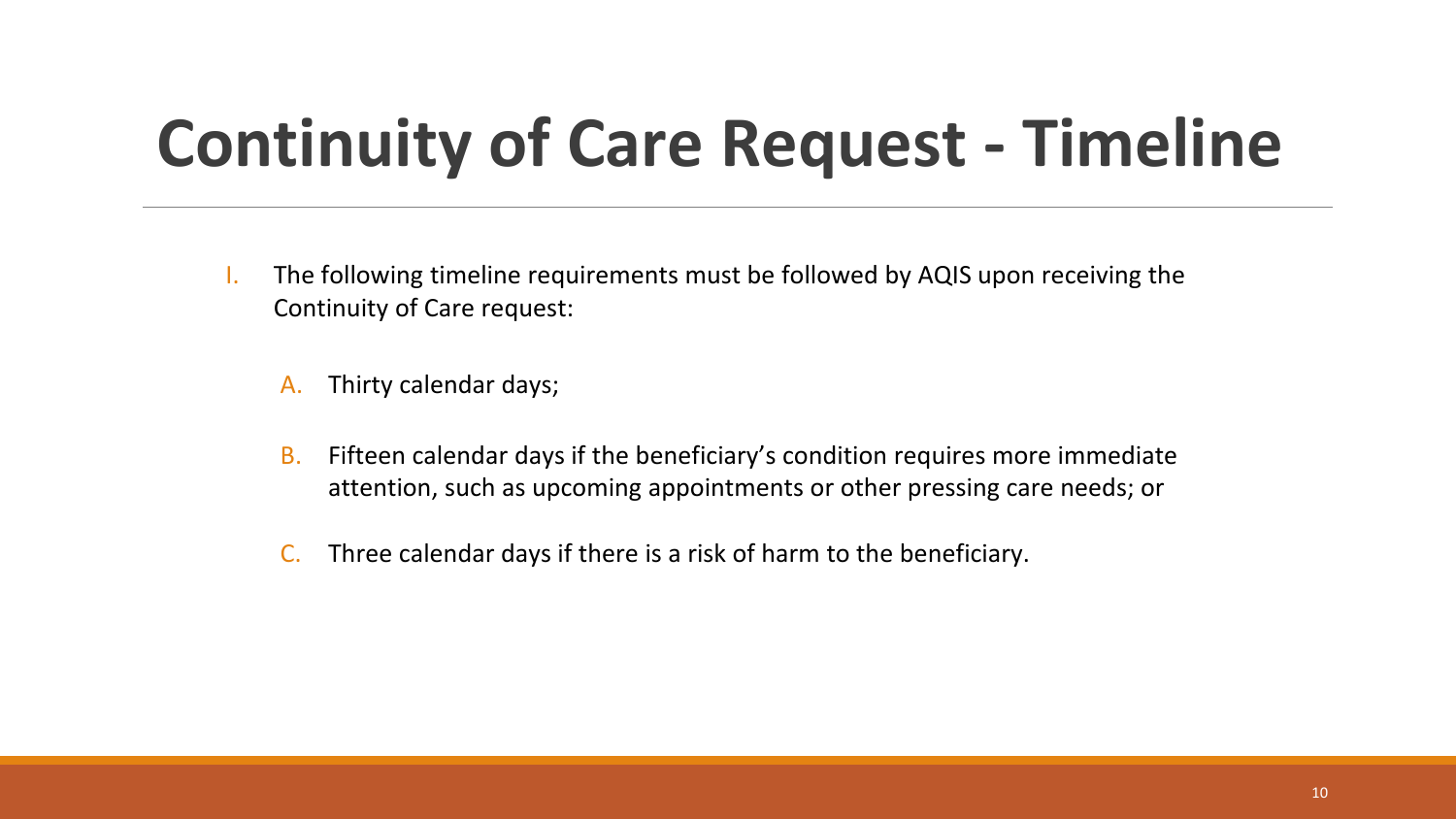# Continuity of Care Request - Timeline

I. The following timeline requirements must be followed by AQIS upon receiving the Continuity of Care request:

   A. Thirty calendar days;

   B. Fifteen calendar days if the beneficiary's condition requires more immediate attention, such as upcoming appointments or other pressing care needs; or

   C. Three calendar days if there is a risk of harm to the beneficiary.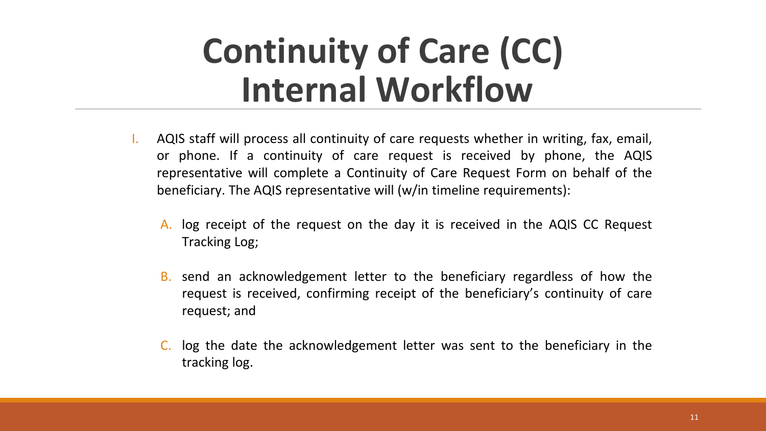# Continuity of Care (CC) Internal Workflow

I. AQIS staff will process all continuity of care requests whether in writing, fax, email, or phone. If a continuity of care request is received by phone, the AQIS representative will complete a Continuity of Care Request Form on behalf of the beneficiary. The AQIS representative will (w/in timeline requirements):

   A. log receipt of the request on the day it is received in the AQIS CC Request Tracking Log;

   B. send an acknowledgement letter to the beneficiary regardless of how the request is received, confirming receipt of the beneficiary's continuity of care request; and

   C. log the date the acknowledgement letter was sent to the beneficiary in the tracking log.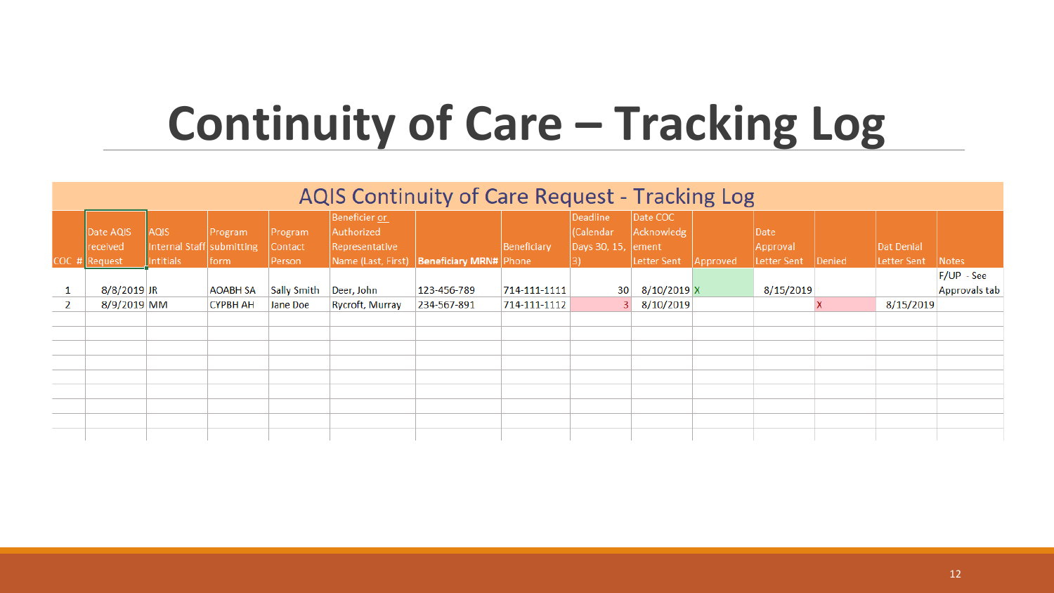# Continuity of Care – Tracking Log

| AQIS Continuity of Care Request - Tracking Log | | | | | | | | | | | | | | |
|---|---|---|---|---|---|---|---|---|---|---|---|---|---|---|
| COC # | Date AQIS received Request | AQIS Internal Staff Intitials | Program submitting form | Program Contact Person | Beneficier or Authorized Representative Name (Last, First) | **Beneficiary MRN#** | Beneficiary Phone | Deadline (Calendar Days 30, 15, 3) | Date COC Acknowledgement Letter Sent | Approved | Date Approval Letter Sent | Denied | Dat Denial Letter Sent | Notes |
| 1 | 8/8/2019 | JR | AOABH SA | Sally Smith | Deer, John | 123-456-789 | 714-111-1111 | 30 | 8/10/2019 | X | 8/15/2019 | | | F/UP - See Approvals tab |
| 2 | 8/9/2019 | MM | CYPBH AH | Jane Doe | Rycroft, Murray | 234-567-891 | 714-111-1112 | 3 | 8/10/2019 | | | X | 8/15/2019 | |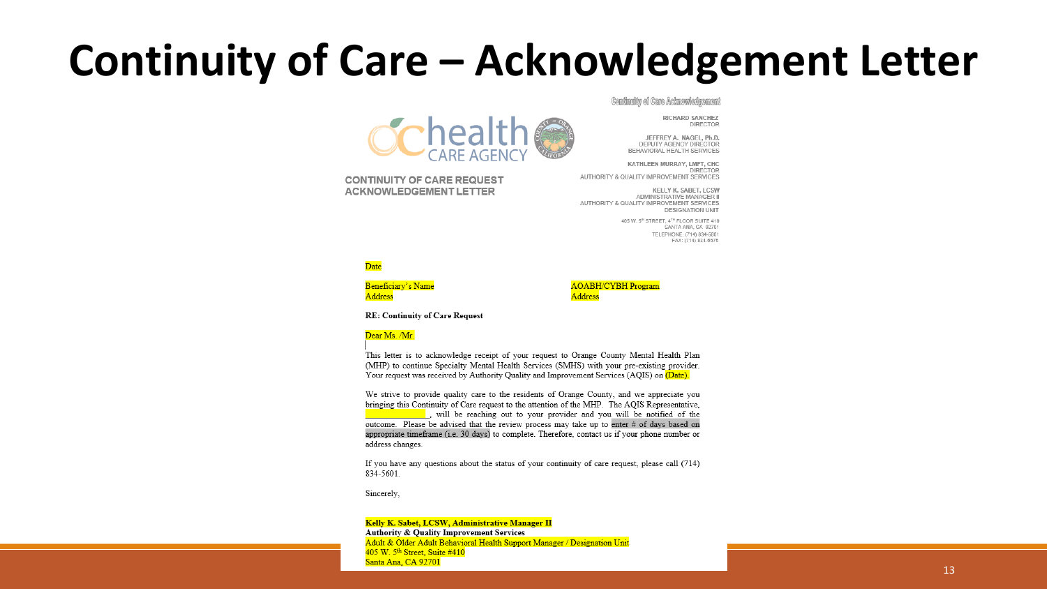# Continuity of Care – Acknowledgement Letter

Continuity of Care Acknowledgement

health CARE AGENCY

**CONTINUITY OF CARE REQUEST ACKNOWLEDGEMENT LETTER**

RICHARD SANCHEZ
DIRECTOR

JEFFREY A. NAGEL, Ph.D.
DEPUTY AGENCY DIRECTOR
BEHAVIORAL HEALTH SERVICES

KATHLEEN MURRAY, LMFT, CHC
DIRECTOR
AUTHORITY & QUALITY IMPROVEMENT SERVICES

KELLY K. SABET, LCSW
ADMINISTRATIVE MANAGER II
AUTHORITY & QUALITY IMPROVEMENT SERVICES
DESIGNATION UNIT

405 W. 5[th] STREET, 4[TH] FLOOR SUITE 410
SANTA ANA, CA 92701
TELEPHONE: (714) 834-5601
FAX: (714) 834-6575

Date

Beneficiary's Name
Address

AOABH/CYBH Program
Address

**RE: Continuity of Care Request**

Dear Ms. /Mr.

This letter is to acknowledge receipt of your request to Orange County Mental Health Plan (MHP) to continue Specialty Mental Health Services (SMHS) with your pre-existing provider. Your request was received by Authority Quality and Improvement Services (AQIS) on (Date).

We strive to provide quality care to the residents of Orange County, and we appreciate you bringing this Continuity of Care request to the attention of the MHP. The AQIS Representative, \_\_\_\_\_\_\_\_\_\_, will be reaching out to your provider and you will be notified of the outcome. Please be advised that the review process may take up to enter # of days based on appropriate timeframe (i.e. 30 days) to complete. Therefore, contact us if your phone number or address changes.

If you have any questions about the status of your continuity of care request, please call (714) 834-5601.

Sincerely,

**Kelly K. Sabet, LCSW, Administrative Manager II**
**Authority & Quality Improvement Services**
Adult & Older Adult Behavioral Health Support Manager / Designation Unit
405 W. 5[th] Street, Suite #410
Santa Ana, CA 92701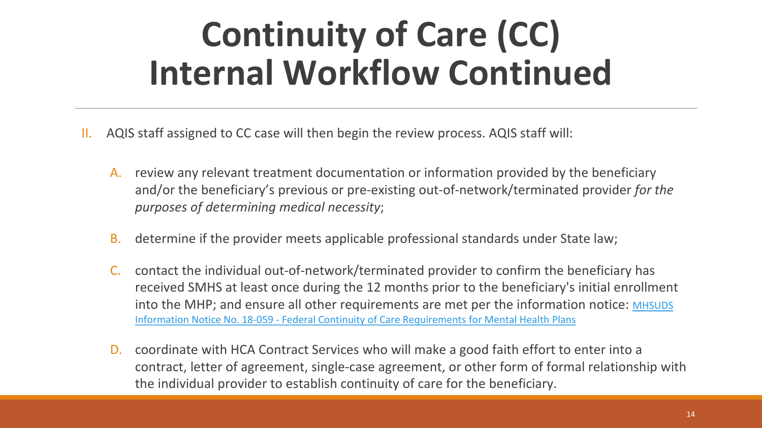# Continuity of Care (CC) Internal Workflow Continued

II. AQIS staff assigned to CC case will then begin the review process. AQIS staff will:

   A. review any relevant treatment documentation or information provided by the beneficiary and/or the beneficiary's previous or pre-existing out-of-network/terminated provider *for the purposes of determining medical necessity*;

   B. determine if the provider meets applicable professional standards under State law;

   C. contact the individual out-of-network/terminated provider to confirm the beneficiary has received SMHS at least once during the 12 months prior to the beneficiary's initial enrollment into the MHP; and ensure all other requirements are met per the information notice: [MHSUDS Information Notice No. 18-059 - Federal Continuity of Care Requirements for Mental Health Plans]

   D. coordinate with HCA Contract Services who will make a good faith effort to enter into a contract, letter of agreement, single-case agreement, or other form of formal relationship with the individual provider to establish continuity of care for the beneficiary.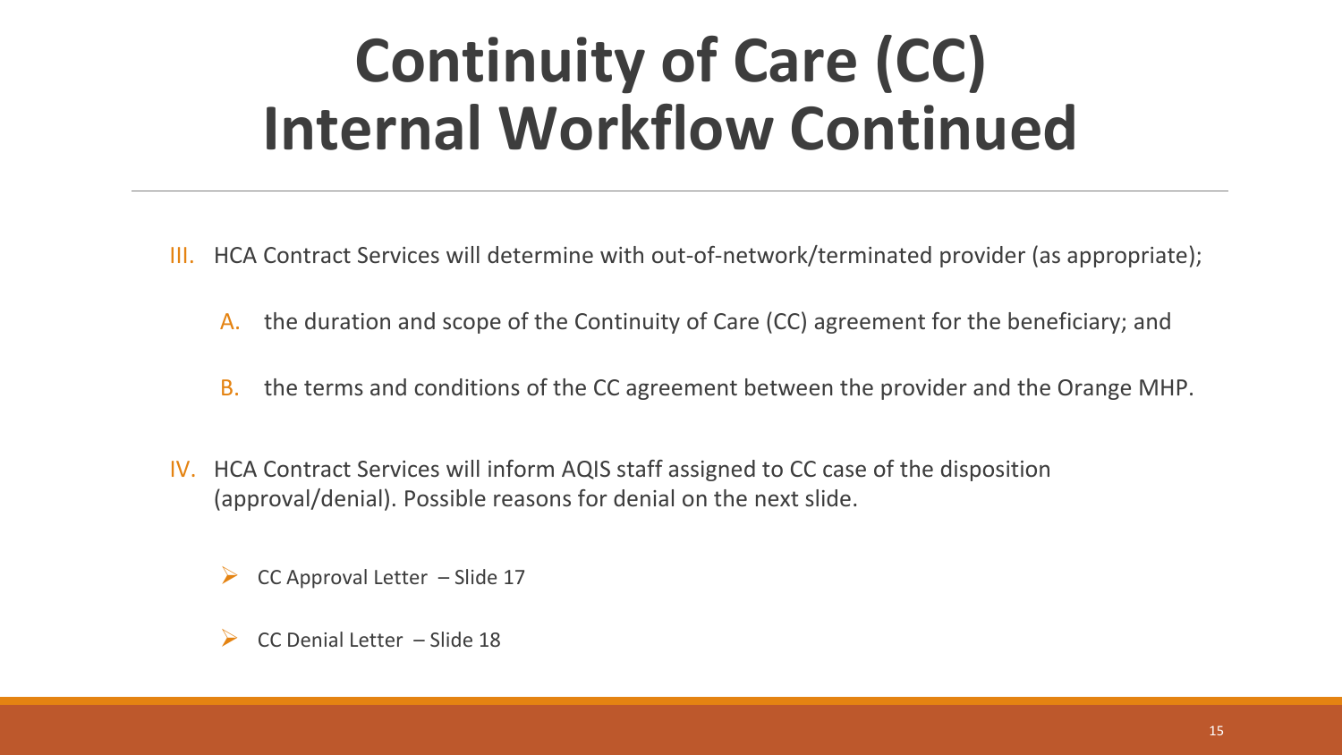# Continuity of Care (CC) Internal Workflow Continued

III. HCA Contract Services will determine with out-of-network/terminated provider (as appropriate);

   A. the duration and scope of the Continuity of Care (CC) agreement for the beneficiary; and

   B. the terms and conditions of the CC agreement between the provider and the Orange MHP.

IV. HCA Contract Services will inform AQIS staff assigned to CC case of the disposition (approval/denial). Possible reasons for denial on the next slide.

   - CC Approval Letter – Slide 17
   - CC Denial Letter – Slide 18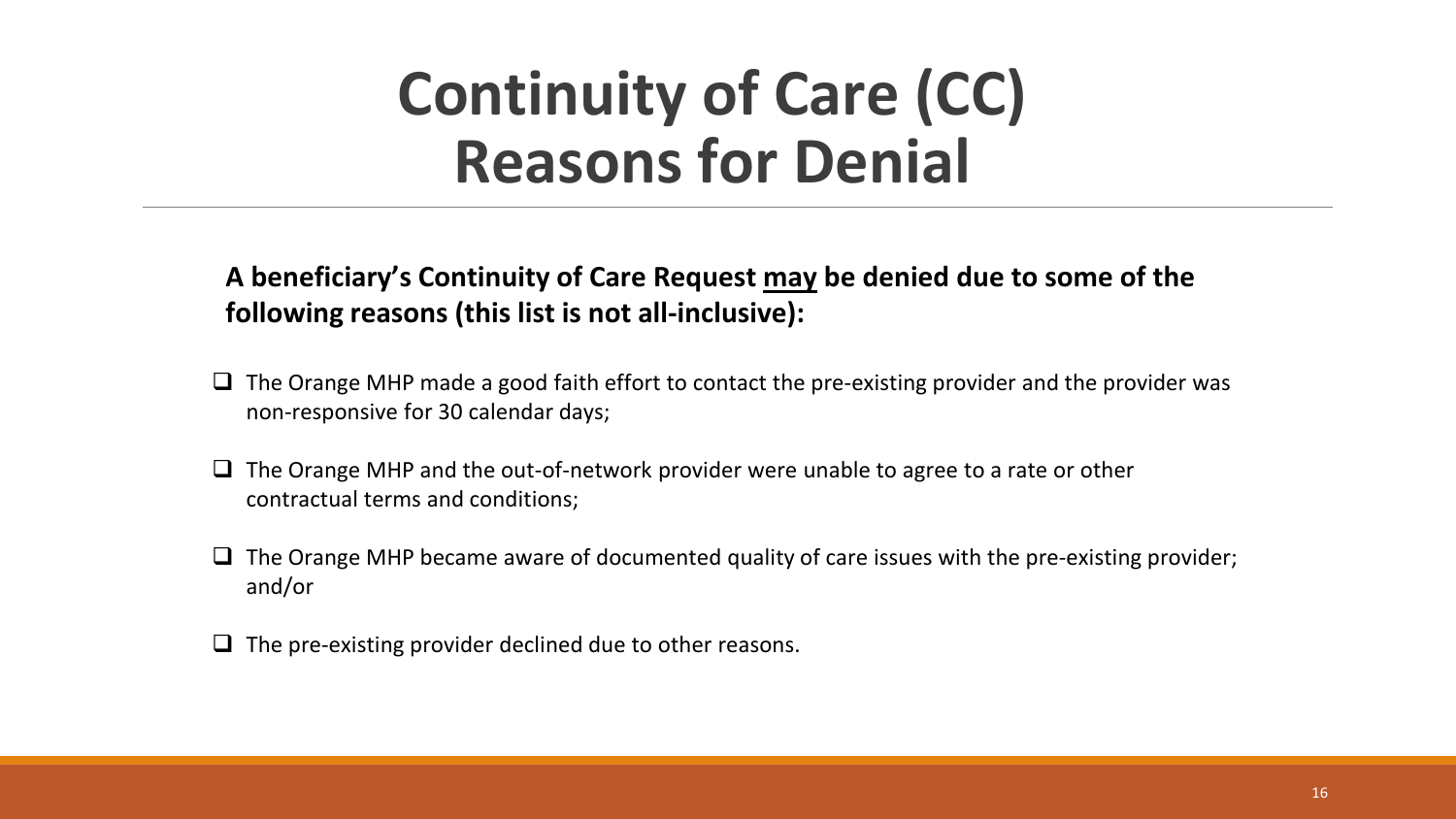# Continuity of Care (CC) Reasons for Denial

**A beneficiary's Continuity of Care Request <u>may</u> be denied due to some of the following reasons (this list is not all-inclusive):**

- The Orange MHP made a good faith effort to contact the pre-existing provider and the provider was non-responsive for 30 calendar days;
- The Orange MHP and the out-of-network provider were unable to agree to a rate or other contractual terms and conditions;
- The Orange MHP became aware of documented quality of care issues with the pre-existing provider; and/or
- The pre-existing provider declined due to other reasons.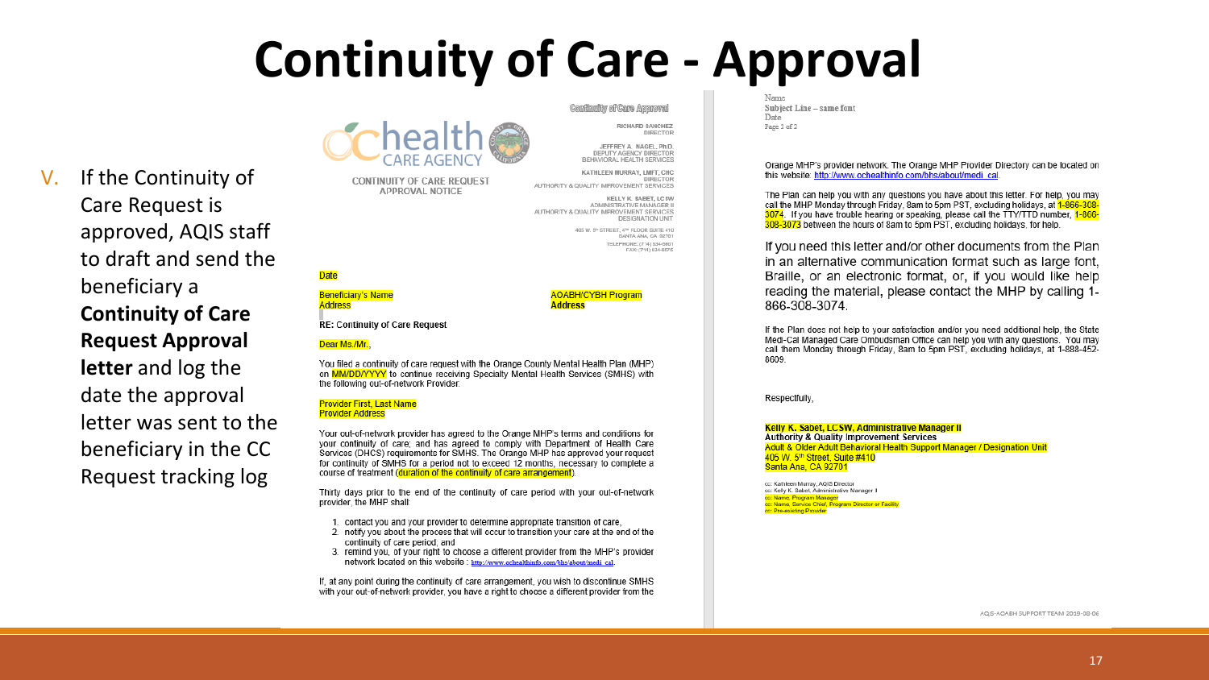# Continuity of Care - Approval

V. If the Continuity of Care Request is approved, AQIS staff to draft and send the beneficiary a **Continuity of Care Request Approval letter** and log the date the approval letter was sent to the beneficiary in the CC Request tracking log

Continuity of Care Approval

health CARE AGENCY

CONTINUITY OF CARE REQUEST APPROVAL NOTICE

RICHARD SANCHEZ
DIRECTOR

JEFFREY A. NAGEL, PhD.
DEPUTY AGENCY DIRECTOR
BEHAVIORAL HEALTH SERVICES

KATHLEEN MURRAY, LMFT, CHC
DIRECTOR
AUTHORITY & QUALITY IMPROVEMENT SERVICES

KELLY K. SABET, LCSW
ADMINISTRATIVE MANAGER II
AUTHORITY & QUALITY IMPROVEMENT SERVICES
DESIGNATION UNIT

405 W. 5th STREET, 4th FLOOR SUITE 410
SANTA ANA, CA 92701
TELEPHONE: (714) 834-6601
FAX: (714) 834-6575

Date

Beneficiary's Name
Address

AOABH/CYBH Program
Address

RE: Continuity of Care Request

Dear Ms./Mr.,

You filed a continuity of care request with the Orange County Mental Health Plan (MHP) on MM/DD/YYYY to continue receiving Specialty Mental Health Services (SMHS) with the following out-of-network Provider:

Provider First, Last Name
Provider Address

Your out-of-network provider has agreed to the Orange MHP's terms and conditions for your continuity of care; and has agreed to comply with Department of Health Care Services (DHCS) requirements for SMHS. The Orange MHP has approved your request for continuity of SMHS for a period not to exceed 12 months, necessary to complete a course of treatment (duration of the continuity of care arrangement).

Thirty days prior to the end of the continuity of care period with your out-of-network provider, the MHP shall:

1. contact you and your provider to determine appropriate transition of care,
2. notify you about the process that will occur to transition your care at the end of the continuity of care period; and
3. remind you, of your right to choose a different provider from the MHP's provider network located on this website : http://www.ochealthinfo.com/bhs/about/medi_cal.

If, at any point during the continuity of care arrangement, you wish to discontinue SMHS with your out-of-network provider, you have a right to choose a different provider from the Orange MHP's provider network. The Orange MHP Provider Directory can be located on this website: http://www.ochealthinfo.com/bhs/about/medi_cal

Name
Subject Line – same font
Date
Page 2 of 2

The Plan can help you with any questions you have about this letter. For help, you may call the MHP Monday through Friday, 8am to 5pm PST, excluding holidays, at 1-866-308-3074. If you have trouble hearing or speaking, please call the TTY/TTD number, 1-866-308-3073 between the hours of 8am to 5pm PST, excluding holidays, for help.

If you need this letter and/or other documents from the Plan in an alternative communication format such as large font, Braille, or an electronic format, or, if you would like help reading the material, please contact the MHP by calling 1-866-308-3074.

If the Plan does not help to your satisfaction and/or you need additional help, the State Medi-Cal Managed Care Ombudsman Office can help you with any questions. You may call them Monday through Friday, 8am to 5pm PST, excluding holidays, at 1-888-452-8609.

Respectfully,

**Kelly K. Sabet, LCSW, Administrative Manager II**
**Authority & Quality Improvement Services**
Adult & Older Adult Behavioral Health Support Manager / Designation Unit
405 W. 5th Street, Suite #410
Santa Ana, CA 92701

cc: Kathleen Murray, AQIS Director
cc: Kelly K. Sabet, Administrative Manager II
cc: Name, Program Manager
cc: Name, Service Chief, Program Director or Facility
cc: Pre-existing Provider

AQIS-AOABH SUPPORT TEAM 2019-08-06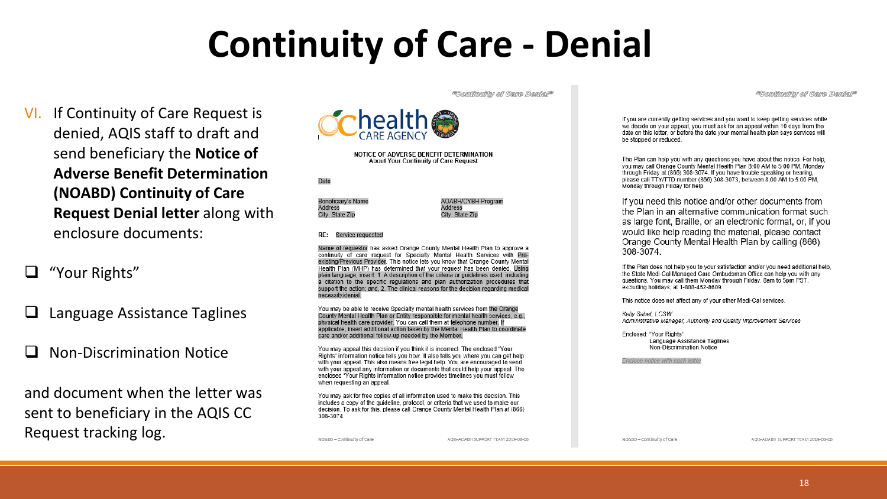# Continuity of Care - Denial

VI. If Continuity of Care Request is denied, AQIS staff to draft and send beneficiary the **Notice of Adverse Benefit Determination (NOABD) Continuity of Care Request Denial letter** along with enclosure documents:

- ❑ "Your Rights"
- ❑ Language Assistance Taglines
- ❑ Non-Discrimination Notice

and document when the letter was sent to beneficiary in the AQIS CC Request tracking log.

*"Continuity of Care Denial"*

health CARE AGENCY

**NOTICE OF ADVERSE BENEFIT DETERMINATION**
About Your Continuity of Care Request

Date

Beneficiary's Name
Address
City, State Zip

AOABH/CYBH Program
Address
City, State Zip

RE: Service requested

Name of requestor has asked Orange County Mental Health Plan to approve a continuity of care request for Specialty Mental Health Services with Pre-existing/Previous Provider. This notice lets you know that Orange County Mental Health Plan (MHP) has determined that your request has been denied. Using plain language, insert: 1. A description of the criteria or guidelines used, including a citation to the specific regulations and plan authorization procedures that support the action; and, 2. The clinical reasons for the decision regarding medical necessity/denial.

You may be able to receive Specialty mental health services from the Orange County Mental Health Plan or Entity responsible for mental health services, e.g., physical health care provider. You can call them at telephone number. If applicable, insert additional action taken by the Mental Health Plan to coordinate care and/or additional follow-up needed by the Member.

You may appeal this decision if you think it is incorrect. The enclosed "Your Rights" information notice tells you how. It also tells you where you can get help with your appeal. This also means free legal help. You are encouraged to send with your appeal any information or documents that could help your appeal. The enclosed "Your Rights information notice provides timelines you must follow when requesting an appeal.

You may ask for free copies of all information used to make this decision. This includes a copy of the guideline, protocol, or criteria that we used to make our decision. To ask for this, please call Orange County Mental Health Plan at (866) 308-3074.

NOABD – Continuity of Care    AQIS-AOABH SUPPORT TEAM 2019-08-06

*"Continuity of Care Denial"*

If you are currently getting services and you want to keep getting services while we decide on your appeal, you must ask for an appeal within 10 days from the date on this letter, or before the date your mental health plan says services will be stopped or reduced.

The Plan can help you with any questions you have about this notice. For help, you may call Orange County Mental Health Plan 8:00 AM to 5:00 PM, Monday through Friday at (866) 308-3074. If you have trouble speaking or hearing, please call TTY/TTD number (866) 308-3073, between 8:00 AM to 5:00 PM, Monday through Friday for help.

If you need this notice and/or other documents from the Plan in an alternative communication format such as large font, Braille, or an electronic format, or, if you would like help reading the material, please contact Orange County Mental Health Plan by calling (866) 308-3074.

If the Plan does not help you to your satisfaction and/or you need additional help, the State Medi-Cal Managed Care Ombudsman Office can help you with any questions. You may call them Monday through Friday, 8am to 5pm PST, excluding holidays, at 1-888-452-8609.

This notice does not affect any of your other Medi-Cal services.

*Kelly Sabet, LCSW*
*Administrative Manager, Authority and Quality Improvement Services*

Enclosed: "Your Rights"
Language Assistance Taglines
Non-Discrimination Notice

Enclose notice with each letter

NOABD – Continuity of Care    AQIS-AOABH SUPPORT TEAM 2019-08-06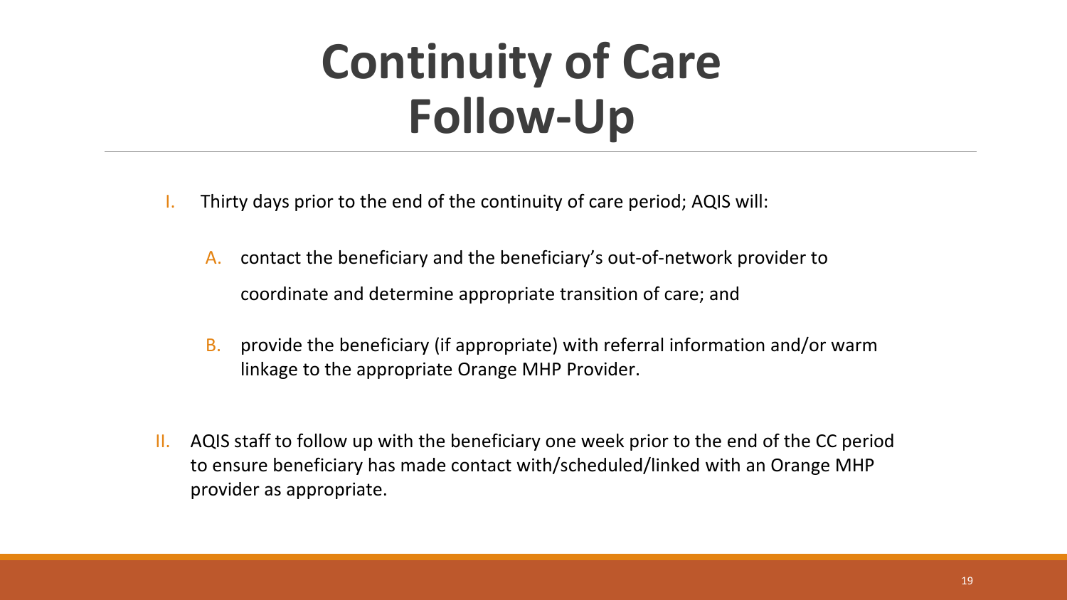# Continuity of Care Follow-Up

I. Thirty days prior to the end of the continuity of care period; AQIS will:

   A. contact the beneficiary and the beneficiary's out-of-network provider to coordinate and determine appropriate transition of care; and

   B. provide the beneficiary (if appropriate) with referral information and/or warm linkage to the appropriate Orange MHP Provider.

II. AQIS staff to follow up with the beneficiary one week prior to the end of the CC period to ensure beneficiary has made contact with/scheduled/linked with an Orange MHP provider as appropriate.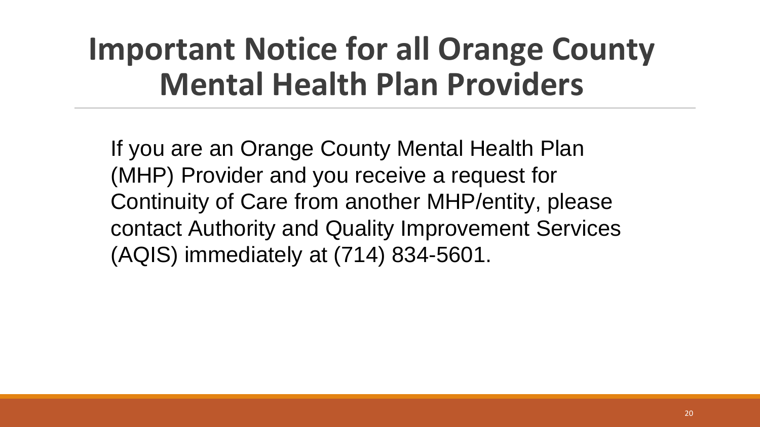# Important Notice for all Orange County Mental Health Plan Providers

If you are an Orange County Mental Health Plan (MHP) Provider and you receive a request for Continuity of Care from another MHP/entity, please contact Authority and Quality Improvement Services (AQIS) immediately at (714) 834-5601.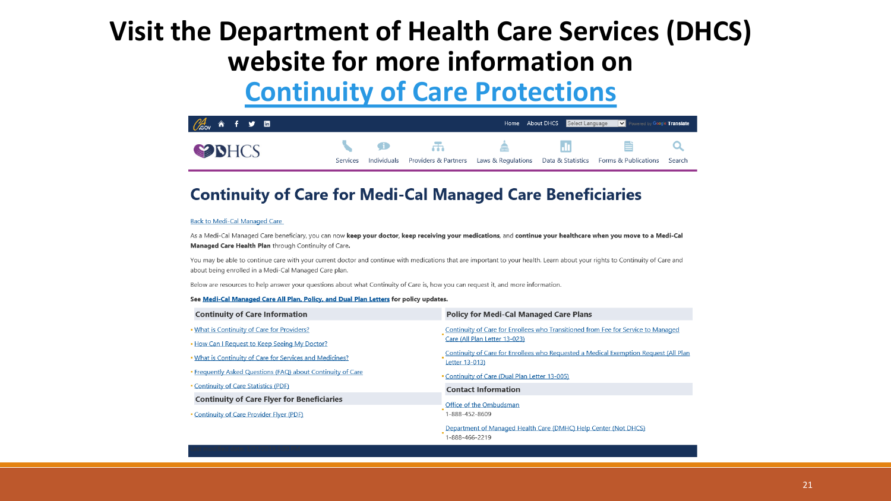# Visit the Department of Health Care Services (DHCS) website for more information on Continuity of Care Protections

Home | About DHCS | Select Language | Powered by Google Translate

DHCS

Services | Individuals | Providers & Partners | Laws & Regulations | Data & Statistics | Forms & Publications | Search

## Continuity of Care for Medi-Cal Managed Care Beneficiaries

Back to Medi-Cal Managed Care

As a Medi-Cal Managed Care beneficiary, you can now **keep your doctor**, **keep receiving your medications**, and **continue your healthcare when you move to a Medi-Cal Managed Care Health Plan** through Continuity of Care**.**

You may be able to continue care with your current doctor and continue with medications that are important to your health. Learn about your rights to Continuity of Care and about being enrolled in a Medi-Cal Managed Care plan.

Below are resources to help answer your questions about what Continuity of Care is, how you can request it, and more information.

**See Medi-Cal Managed Care All Plan, Policy, and Dual Plan Letters for policy updates.**

### Continuity of Care Information

- What is Continuity of Care for Providers?
- How Can I Request to Keep Seeing My Doctor?
- What is Continuity of Care for Services and Medicines?
- Frequently Asked Questions (FAQ) about Continuity of Care
- Continuity of Care Statistics (PDF)

### Continuity of Care Flyer for Beneficiaries

- Continuity of Care Provider Flyer (PDF)

### Policy for Medi-Cal Managed Care Plans

- Continuity of Care for Enrollees who Transitioned from Fee for Service to Managed Care (All Plan Letter 13-023)
- Continuity of Care for Enrollees who Requested a Medical Exemption Request (All Plan Letter 13-013)
- Continuity of Care (Dual Plan Letter 13-005)

### Contact Information

- Office of the Ombudsman
  1-888-452-8609
- Department of Managed Health Care (DMHC) Help Center (Not DHCS)
  1-888-466-2219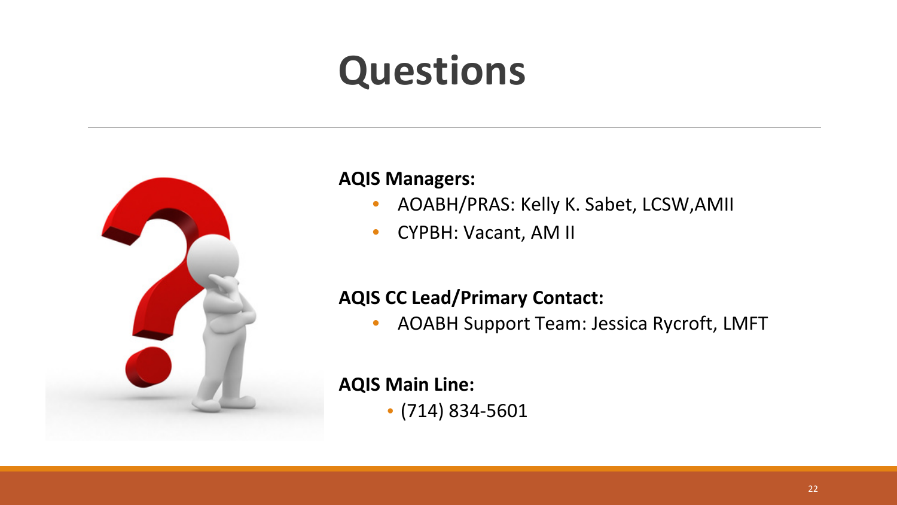# Questions

**AQIS Managers:**

- AOABH/PRAS: Kelly K. Sabet, LCSW,AMII
- CYPBH: Vacant, AM II

**AQIS CC Lead/Primary Contact:**

- AOABH Support Team: Jessica Rycroft, LMFT

**AQIS Main Line:**

- (714) 834-5601